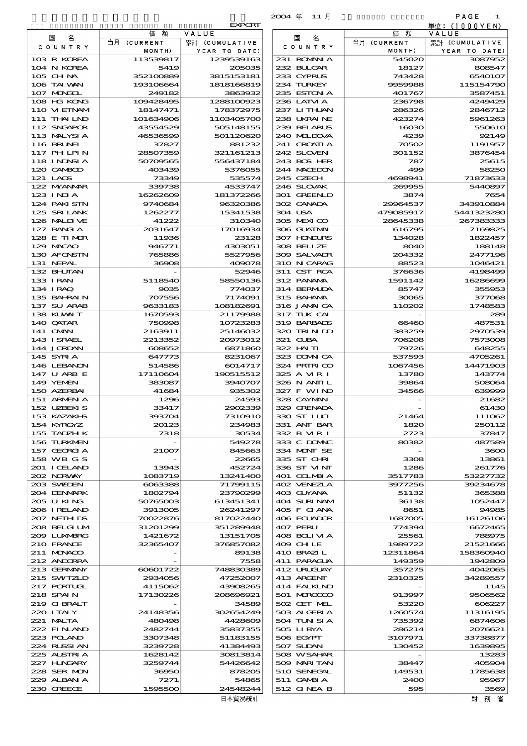EXPORT

2004 年 11 月

単位：(1000YEN)

| 国名 COUNTRY | 価額 VALUE 当月 (CURRENT MONTH) | 累計 (CUMULATIVE YEAR TO DATE) |
|---|---|---|
| 103 R KOREA | 113539817 | 1239539163 |
| 104 N KOREA | 5419 | 205035 |
| 105 CHINA | 352100889 | 3815153181 |
| 106 TAIWAN | 193106664 | 1818166819 |
| 107 MONGOL | 249182 | 3863932 |
| 108 HG KONG | 109428495 | 1288100923 |
| 110 VIETNAM | 18147471 | 178372975 |
| 111 THAILND | 101634906 | 1103405700 |
| 112 SNGAPOR | 43554529 | 505148155 |
| 113 MALYSIA | 46536599 | 501120620 |
| 116 BRUNEI | 37827 | 881232 |
| 117 PHLPIN | 28507359 | 321161213 |
| 118 INDNSIA | 50709565 | 556437184 |
| 120 CAMBOD | 403439 | 5376055 |
| 121 LAOS | 73349 | 535574 |
| 122 MYANMAR | 339738 | 4533747 |
| 123 INDIA | 16262609 | 181372266 |
| 124 PAKISTN | 9740684 | 96320386 |
| 125 SRI LANK | 1262277 | 15341538 |
| 126 MALDIVE | 41222 | 310340 |
| 127 BANGLA | 2031647 | 17016934 |
| 128 E TIMOR | 11936 | 23128 |
| 129 MACAO | 946771 | 4303051 |
| 130 AFGNSTN | 765886 | 5527956 |
| 131 NEPAL | 36908 | 409078 |
| 132 BHUTAN | - | 52946 |
| 133 IRAN | 5118540 | 58550136 |
| 134 IRAQ | 9035 | 774037 |
| 135 BAHRAIN | 707556 | 7174091 |
| 137 SU ARAB | 9633183 | 108182691 |
| 138 KUWAIT | 1670593 | 21179988 |
| 140 QATAR | 750998 | 10723283 |
| 141 OMAN | 2163911 | 25146032 |
| 143 ISRAEL | 2213352 | 20973012 |
| 144 JORDAN | 608652 | 6871860 |
| 145 SYRIA | 647773 | 8231067 |
| 146 LEBANON | 514586 | 6014717 |
| 147 U ARB E | 17110604 | 190515512 |
| 149 YEMEN | 383087 | 3940707 |
| 150 AZERBAI | 41684 | 935302 |
| 151 ARMENIA | 1296 | 24593 |
| 152 UZBEKIS | 33417 | 2902339 |
| 153 KAZAKHS | 393704 | 7310910 |
| 154 KYRGYZ | 20123 | 234983 |
| 155 TADZHIK | 7318 | 30534 |
| 156 TURKMEN | - | 549278 |
| 157 GEORGIA | 21007 | 845663 |
| 158 WB G S | - | 22665 |
| 201 ICELAND | 13943 | 452724 |
| 202 NORWAY | 1083719 | 13241400 |
| 203 SWEDEN | 6063388 | 71799115 |
| 204 DENMARK | 1802794 | 23790299 |
| 205 U KING | 50765003 | 613451341 |
| 206 IRELAND | 3913005 | 26241297 |
| 207 NETHLDS | 70022876 | 817022440 |
| 208 BELGIUM | 31201299 | 351289948 |
| 209 LUXMBRG | 1421672 | 13151705 |
| 210 FRANCE | 32365407 | 376857082 |
| 211 MONACO | - | 89138 |
| 212 ANDORRA | - | 7558 |
| 213 GERMANY | 60601722 | 748830389 |
| 215 SWITZLD | 2934056 | 47252007 |
| 217 PORTUGL | 4115062 | 43908265 |
| 218 SPAIN | 17130226 | 208696921 |
| 219 GIBRALT | - | 34589 |
| 220 ITALY | 24148356 | 302654249 |
| 221 MALTA | 480498 | 4428609 |
| 222 FINLAND | 2482744 | 35837355 |
| 223 POLAND | 3307348 | 51183155 |
| 224 RUSSIAN | 3239728 | 41384493 |
| 225 AUSTRIA | 1628142 | 30813814 |
| 227 HUNGARY | 3259744 | 54426642 |
| 228 SER MON | 36950 | 878205 |
| 229 ALBANIA | 7271 | 54865 |
| 230 GREECE | 1595500 | 24548244 |
| 231 ROMANIA | 545020 | 3087952 |
| 232 BULGAR | 18127 | 808547 |
| 233 CYPRUS | 743428 | 6540107 |
| 234 TURKEY | 9959988 | 115154790 |
| 235 ESTONIA | 401767 | 3587451 |
| 236 LATVIA | 236798 | 4249429 |
| 237 LITHUAN | 286326 | 2846712 |
| 238 UKRAINE | 423274 | 5961263 |
| 239 BELARUS | 16030 | 550610 |
| 240 MOLDOVA | 4239 | 92149 |
| 241 CROATIA | 70502 | 1191957 |
| 242 SLOVEN | 301152 | 3876454 |
| 243 BOS HER | 787 | 25615 |
| 244 MACEDON | 499 | 58250 |
| 245 CZECH | 4698941 | 71873633 |
| 246 SLOVAK | 269955 | 5440897 |
| 301 GREENLD | 3874 | 7654 |
| 302 CANADA | 29964537 | 343910884 |
| 304 USA | 479085917 | 5441323280 |
| 305 MEXICO | 28645338 | 267383333 |
| 306 GUATMAL | 616795 | 7169825 |
| 307 HONDURS | 134028 | 1822457 |
| 308 BELIZE | 8040 | 188148 |
| 309 SALVADR | 204332 | 2477196 |
| 310 NICARAG | 88523 | 1046421 |
| 311 CST RCA | 376636 | 4198499 |
| 312 PANAMA | 1591142 | 16286699 |
| 314 BERMUDA | 85747 | 355953 |
| 315 BAHAMA | 30065 | 377068 |
| 316 JAMAICA | 110202 | 1748583 |
| 317 TUK CAI | - | 289 |
| 319 BARBADS | 66460 | 487531 |
| 320 TRINIDD | 383259 | 2970539 |
| 321 CUBA | 706208 | 7573008 |
| 322 HAITI | 79726 | 648255 |
| 323 DOMINCA | 537593 | 4705261 |
| 324 PRTRICO | 1067456 | 14471903 |
| 325 A VIR I | 13780 | 143774 |
| 326 N ANTIL | 39864 | 508064 |
| 327 F WIND | 34566 | 639999 |
| 328 CAYMAN | - | 21682 |
| 329 GRENADA | - | 61430 |
| 330 ST LUCI | 21464 | 111062 |
| 331 ANT BAR | 1820 | 250112 |
| 332 B VIR I | 2723 | 37847 |
| 333 C DOMNC | 80382 | 487589 |
| 334 MONT SE | - | 3600 |
| 335 ST CHRI | 3308 | 13861 |
| 336 ST VINT | 1286 | 261776 |
| 401 COLMBIA | 3517783 | 53227732 |
| 402 VENEZLA | 3977256 | 39234678 |
| 403 GUYANA | 51132 | 365388 |
| 404 SURINAM | 36138 | 1052447 |
| 405 F GIANA | 8651 | 94985 |
| 406 ECUADOR | 1687005 | 16126106 |
| 407 PERU | 774394 | 6672465 |
| 408 BOLIVIA | 25561 | 788975 |
| 409 CHILE | 1989722 | 21521666 |
| 410 BRAZIL | 12311864 | 158360940 |
| 411 PARAGUA | 149359 | 1942809 |
| 412 URUGUAY | 357275 | 4042065 |
| 413 ARGENT | 2310325 | 34289557 |
| 414 FALKLND | - | 1145 |
| 501 MOROCCO | 913997 | 9506562 |
| 502 CET MEL | 53220 | 606227 |
| 503 ALGERIA | 1260574 | 11316195 |
| 504 TUNISIA | 735392 | 6874606 |
| 505 LIBYA | 286214 | 2076621 |
| 506 EGYPT | 3107971 | 33738877 |
| 507 SUDAN | 130452 | 1639895 |
| 508 WSAHAR | - | 13283 |
| 509 MARITAN | 38447 | 405904 |
| 510 SENEGAL | 149531 | 1785638 |
| 511 GAMBIA | 2400 | 95967 |
| 512 GINEA B | 595 | 3569 |

日本貿易統計　　財務省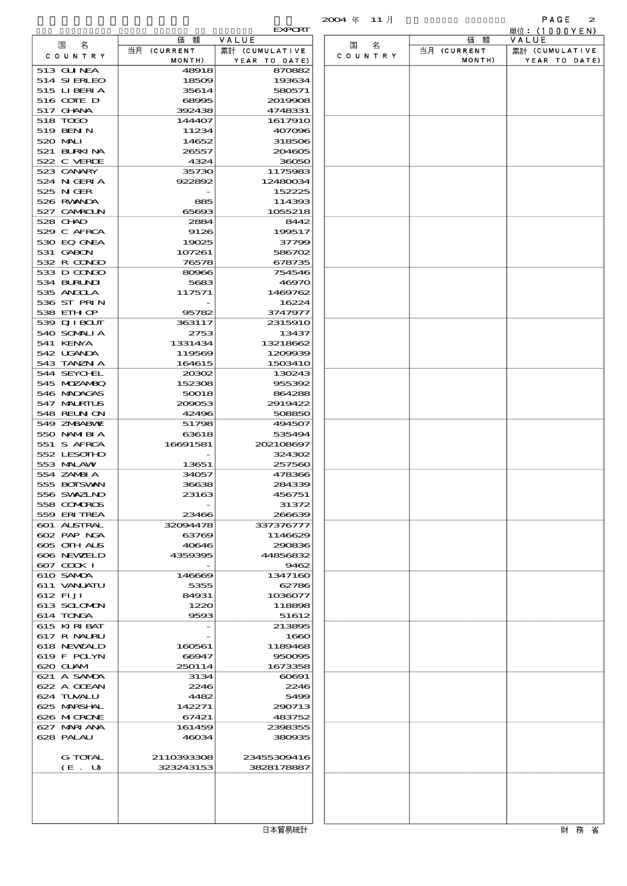EXPORT

2004 年 11 月

単位：(1000YEN)

| 国名 COUNTRY | 価額 VALUE 当月 (CURRENT MONTH) | 累計 (CUMULATIVE YEAR TO DATE) |
|---|---|---|
| 513 GUINEA | 48918 | 870882 |
| 514 SIERLEO | 18509 | 193634 |
| 515 LIBERIA | 35614 | 580571 |
| 516 COTE D | 68995 | 2019908 |
| 517 GHANA | 392438 | 4748331 |
| 518 TOGO | 144407 | 1617910 |
| 519 BENIN | 11234 | 407096 |
| 520 MALI | 14652 | 318506 |
| 521 BURKINA | 26557 | 204605 |
| 522 C VERDE | 4324 | 36050 |
| 523 CANARY | 35730 | 1175983 |
| 524 NIGERIA | 922892 | 12480034 |
| 525 NIGER | - | 152225 |
| 526 RWANDA | 885 | 114393 |
| 527 CAMROUN | 65693 | 1055218 |
| 528 CHAD | 2884 | 8442 |
| 529 C AFRCA | 9126 | 199517 |
| 530 EQ GNEA | 19025 | 37799 |
| 531 GABON | 107261 | 586702 |
| 532 R CONGO | 76578 | 678735 |
| 533 D CONGO | 80966 | 754546 |
| 534 BURUNDI | 5683 | 46970 |
| 535 ANGOLA | 117571 | 1469762 |
| 536 ST PRIN | - | 16224 |
| 538 ETHIOP | 95782 | 3747977 |
| 539 DJIBOUT | 363117 | 2315910 |
| 540 SOMALIA | 2753 | 13437 |
| 541 KENYA | 1331434 | 13218662 |
| 542 UGANDA | 119569 | 1209939 |
| 543 TANZNIA | 164615 | 1503410 |
| 544 SEYCHEL | 20302 | 130243 |
| 545 MOZAMBQ | 152308 | 955392 |
| 546 MADAGAS | 50018 | 864288 |
| 547 MAURTUS | 209053 | 2919422 |
| 548 REUNION | 42496 | 508850 |
| 549 ZMBABWE | 51798 | 494507 |
| 550 NAMIBIA | 63618 | 535494 |
| 551 S AFRCA | 16691581 | 202108697 |
| 552 LESOTHO | - | 324302 |
| 553 MALAWI | 13651 | 257560 |
| 554 ZAMBIA | 34057 | 478366 |
| 555 BOTSWAN | 36638 | 284339 |
| 556 SWAZLND | 23163 | 456751 |
| 558 COMOROS | - | 31372 |
| 559 ERITREA | 23466 | 266639 |
| 601 AUSTRAL | 32094478 | 337376777 |
| 602 PAP NGA | 63769 | 1146629 |
| 605 OTH AUS | 40646 | 290836 |
| 606 NEWZELD | 4359395 | 44856832 |
| 607 COOK I | - | 9462 |
| 610 SAMOA | 146669 | 1347160 |
| 611 VANUATU | 5355 | 62786 |
| 612 FIJI | 84931 | 1036077 |
| 613 SOLOMON | 1220 | 118898 |
| 614 TONGA | 9593 | 51612 |
| 615 KIRIBAT | - | 213895 |
| 617 R NAURU | - | 1660 |
| 618 NEWCALD | 160561 | 1189468 |
| 619 F POLYN | 66947 | 950095 |
| 620 GUAM | 250114 | 1673358 |
| 621 A SAMOA | 3134 | 60691 |
| 622 A OCEAN | 2246 | 2246 |
| 624 TUVALU | 4482 | 5499 |
| 625 MARSHAL | 142271 | 290713 |
| 626 MICRONE | 67421 | 483752 |
| 627 MARIANA | 161459 | 2398355 |
| 628 PALAU | 46034 | 380935 |
| G-TOTAL | 2110393308 | 23455309416 |
| (E. U) | 323243153 | 3828178887 |

日本貿易統計

財務省